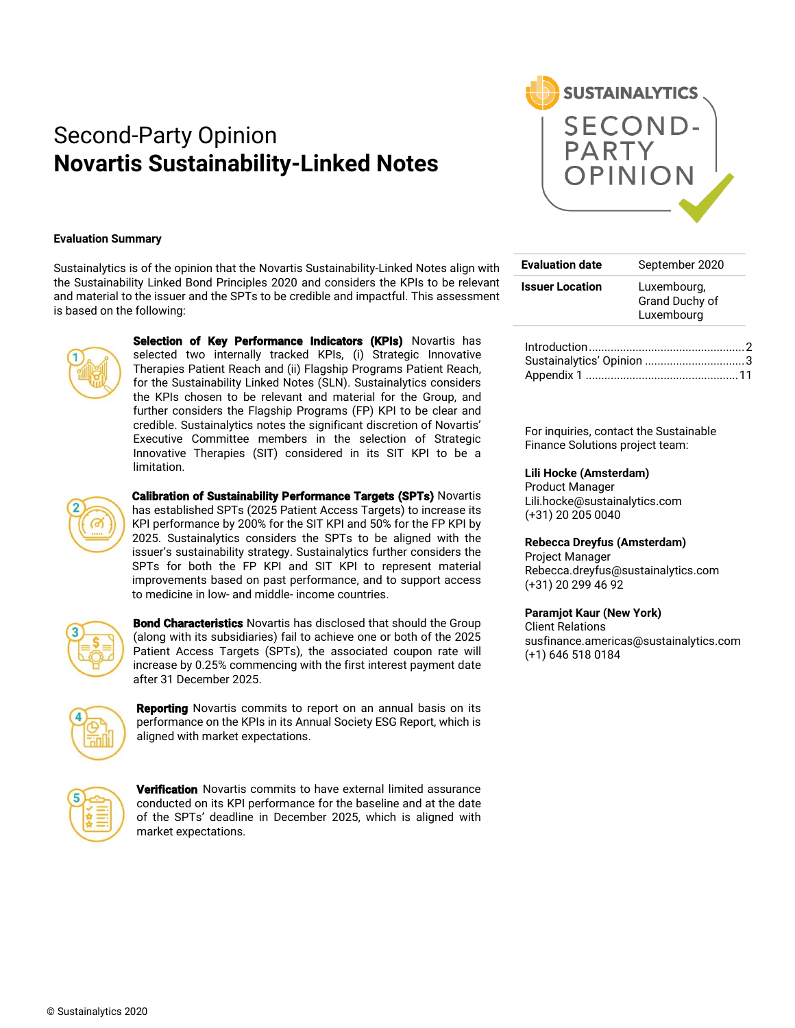# Second-Party Opinion
# **Novartis Sustainability-Linked Notes**

SUSTAINALYTICS

SECOND-PARTY OPINION

**Evaluation Summary**

Sustainalytics is of the opinion that the Novartis Sustainability-Linked Notes align with the Sustainability Linked Bond Principles 2020 and considers the KPIs to be relevant and material to the issuer and the SPTs to be credible and impactful. This assessment is based on the following:

**Selection of Key Performance Indicators (KPIs)** Novartis has selected two internally tracked KPIs, (i) Strategic Innovative Therapies Patient Reach and (ii) Flagship Programs Patient Reach, for the Sustainability Linked Notes (SLN). Sustainalytics considers the KPIs chosen to be relevant and material for the Group, and further considers the Flagship Programs (FP) KPI to be clear and credible. Sustainalytics notes the significant discretion of Novartis' Executive Committee members in the selection of Strategic Innovative Therapies (SIT) considered in its SIT KPI to be a limitation.

**Calibration of Sustainability Performance Targets (SPTs)** Novartis has established SPTs (2025 Patient Access Targets) to increase its KPI performance by 200% for the SIT KPI and 50% for the FP KPI by 2025. Sustainalytics considers the SPTs to be aligned with the issuer's sustainability strategy. Sustainalytics further considers the SPTs for both the FP KPI and SIT KPI to represent material improvements based on past performance, and to support access to medicine in low- and middle- income countries.

**Bond Characteristics** Novartis has disclosed that should the Group (along with its subsidiaries) fail to achieve one or both of the 2025 Patient Access Targets (SPTs), the associated coupon rate will increase by 0.25% commencing with the first interest payment date after 31 December 2025.

**Reporting** Novartis commits to report on an annual basis on its performance on the KPIs in its Annual Society ESG Report, which is aligned with market expectations.

**Verification** Novartis commits to have external limited assurance conducted on its KPI performance for the baseline and at the date of the SPTs' deadline in December 2025, which is aligned with market expectations.

| | |
|---|---|
| **Evaluation date** | September 2020 |
| **Issuer Location** | Luxembourg, Grand Duchy of Luxembourg |

Introduction .......... 2
Sustainalytics' Opinion .......... 3
Appendix 1 .......... 11

For inquiries, contact the Sustainable Finance Solutions project team:

**Lili Hocke (Amsterdam)**
Product Manager
Lili.hocke@sustainalytics.com
(+31) 20 205 0040

**Rebecca Dreyfus (Amsterdam)**
Project Manager
Rebecca.dreyfus@sustainalytics.com
(+31) 20 299 46 92

**Paramjot Kaur (New York)**
Client Relations
susfinance.americas@sustainalytics.com
(+1) 646 518 0184

© Sustainalytics 2020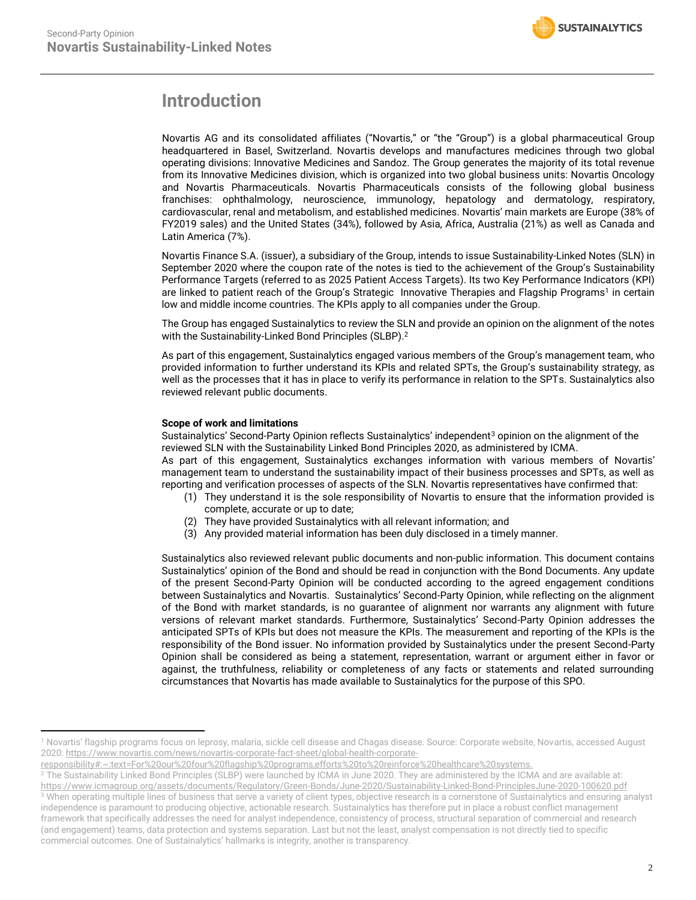# Introduction

Novartis AG and its consolidated affiliates ("Novartis," or "the "Group") is a global pharmaceutical Group headquartered in Basel, Switzerland. Novartis develops and manufactures medicines through two global operating divisions: Innovative Medicines and Sandoz. The Group generates the majority of its total revenue from its Innovative Medicines division, which is organized into two global business units: Novartis Oncology and Novartis Pharmaceuticals. Novartis Pharmaceuticals consists of the following global business franchises: ophthalmology, neuroscience, immunology, hepatology and dermatology, respiratory, cardiovascular, renal and metabolism, and established medicines. Novartis' main markets are Europe (38% of FY2019 sales) and the United States (34%), followed by Asia, Africa, Australia (21%) as well as Canada and Latin America (7%).

Novartis Finance S.A. (issuer), a subsidiary of the Group, intends to issue Sustainability-Linked Notes (SLN) in September 2020 where the coupon rate of the notes is tied to the achievement of the Group's Sustainability Performance Targets (referred to as 2025 Patient Access Targets). Its two Key Performance Indicators (KPI) are linked to patient reach of the Group's Strategic Innovative Therapies and Flagship Programs[1] in certain low and middle income countries. The KPIs apply to all companies under the Group.

The Group has engaged Sustainalytics to review the SLN and provide an opinion on the alignment of the notes with the Sustainability-Linked Bond Principles (SLBP).[2]

As part of this engagement, Sustainalytics engaged various members of the Group's management team, who provided information to further understand its KPIs and related SPTs, the Group's sustainability strategy, as well as the processes that it has in place to verify its performance in relation to the SPTs. Sustainalytics also reviewed relevant public documents.

**Scope of work and limitations**

Sustainalytics' Second-Party Opinion reflects Sustainalytics' independent[3] opinion on the alignment of the reviewed SLN with the Sustainability Linked Bond Principles 2020, as administered by ICMA.

As part of this engagement, Sustainalytics exchanges information with various members of Novartis' management team to understand the sustainability impact of their business processes and SPTs, as well as reporting and verification processes of aspects of the SLN. Novartis representatives have confirmed that:

(1) They understand it is the sole responsibility of Novartis to ensure that the information provided is complete, accurate or up to date;
(2) They have provided Sustainalytics with all relevant information; and
(3) Any provided material information has been duly disclosed in a timely manner.

Sustainalytics also reviewed relevant public documents and non-public information. This document contains Sustainalytics' opinion of the Bond and should be read in conjunction with the Bond Documents. Any update of the present Second-Party Opinion will be conducted according to the agreed engagement conditions between Sustainalytics and Novartis. Sustainalytics' Second-Party Opinion, while reflecting on the alignment of the Bond with market standards, is no guarantee of alignment nor warrants any alignment with future versions of relevant market standards. Furthermore, Sustainalytics' Second-Party Opinion addresses the anticipated SPTs of KPIs but does not measure the KPIs. The measurement and reporting of the KPIs is the responsibility of the Bond issuer. No information provided by Sustainalytics under the present Second-Party Opinion shall be considered as being a statement, representation, warrant or argument either in favor or against, the truthfulness, reliability or completeness of any facts or statements and related surrounding circumstances that Novartis has made available to Sustainalytics for the purpose of this SPO.

---

[1] Novartis' flagship programs focus on leprosy, malaria, sickle cell disease and Chagas disease. Source: Corporate website, Novartis, accessed August 2020: https://www.novartis.com/news/novartis-corporate-fact-sheet/global-health-corporate-responsibility#:~:text=For%20our%20four%20flagship%20programs,efforts%20to%20reinforce%20healthcare%20systems.

[2] The Sustainability Linked Bond Principles (SLBP) were launched by ICMA in June 2020. They are administered by the ICMA and are available at: https://www.icmagroup.org/assets/documents/Regulatory/Green-Bonds/June-2020/Sustainability-Linked-Bond-PrinciplesJune-2020-100620.pdf

[3] When operating multiple lines of business that serve a variety of client types, objective research is a cornerstone of Sustainalytics and ensuring analyst independence is paramount to producing objective, actionable research. Sustainalytics has therefore put in place a robust conflict management framework that specifically addresses the need for analyst independence, consistency of process, structural separation of commercial and research (and engagement) teams, data protection and systems separation. Last but not the least, analyst compensation is not directly tied to specific commercial outcomes. One of Sustainalytics' hallmarks is integrity, another is transparency.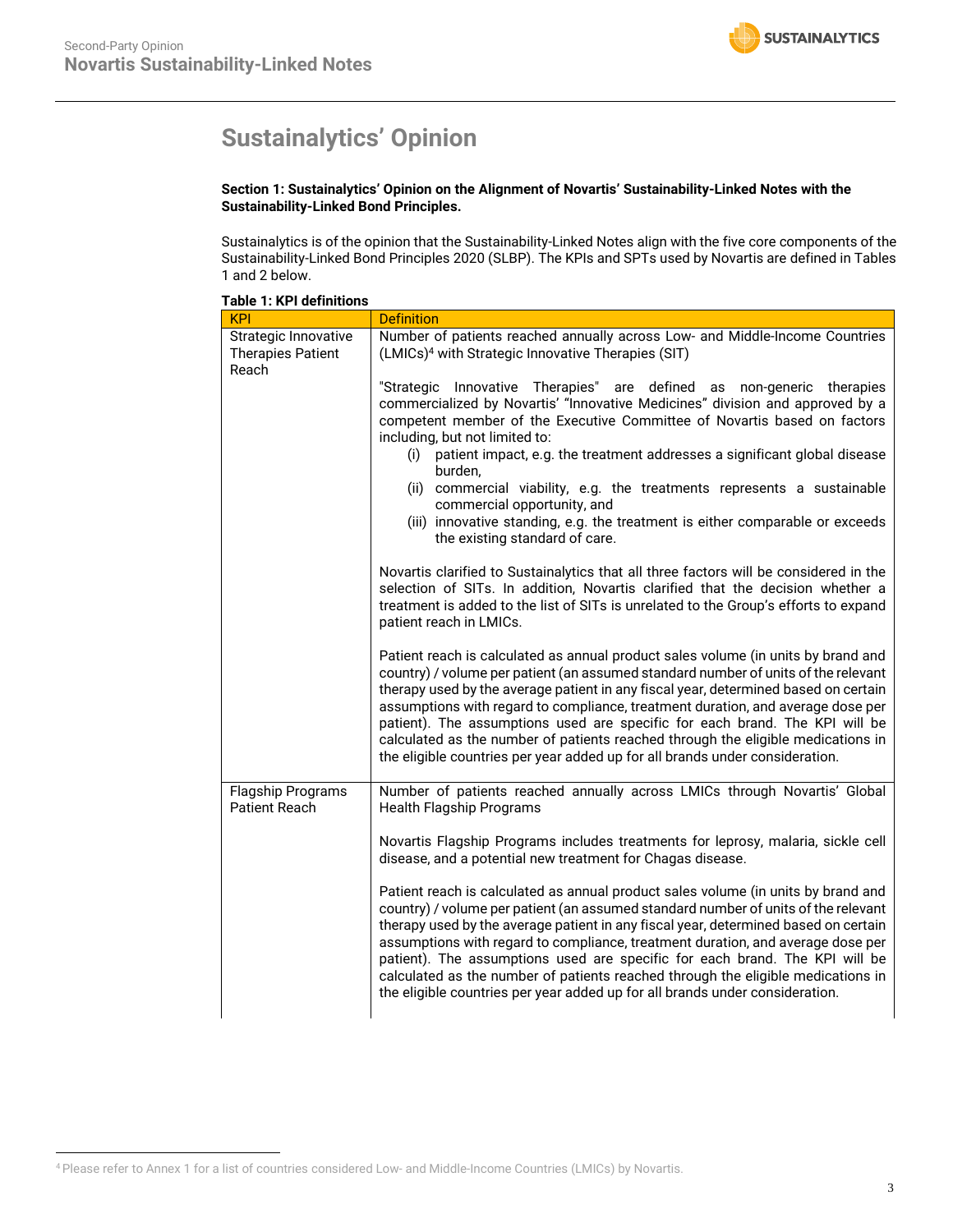# Sustainalytics' Opinion

**Section 1: Sustainalytics' Opinion on the Alignment of Novartis' Sustainability-Linked Notes with the Sustainability-Linked Bond Principles.**

Sustainalytics is of the opinion that the Sustainability-Linked Notes align with the five core components of the Sustainability-Linked Bond Principles 2020 (SLBP). The KPIs and SPTs used by Novartis are defined in Tables 1 and 2 below.

**Table 1: KPI definitions**

| KPI | Definition |
|---|---|
| Strategic Innovative Therapies Patient Reach | Number of patients reached annually across Low- and Middle-Income Countries (LMICs)[4] with Strategic Innovative Therapies (SIT)<br><br>"Strategic Innovative Therapies" are defined as non-generic therapies commercialized by Novartis' "Innovative Medicines" division and approved by a competent member of the Executive Committee of Novartis based on factors including, but not limited to:<br>(i) patient impact, e.g. the treatment addresses a significant global disease burden,<br>(ii) commercial viability, e.g. the treatments represents a sustainable commercial opportunity, and<br>(iii) innovative standing, e.g. the treatment is either comparable or exceeds the existing standard of care.<br><br>Novartis clarified to Sustainalytics that all three factors will be considered in the selection of SITs. In addition, Novartis clarified that the decision whether a treatment is added to the list of SITs is unrelated to the Group's efforts to expand patient reach in LMICs.<br><br>Patient reach is calculated as annual product sales volume (in units by brand and country) / volume per patient (an assumed standard number of units of the relevant therapy used by the average patient in any fiscal year, determined based on certain assumptions with regard to compliance, treatment duration, and average dose per patient). The assumptions used are specific for each brand. The KPI will be calculated as the number of patients reached through the eligible medications in the eligible countries per year added up for all brands under consideration. |
| Flagship Programs Patient Reach | Number of patients reached annually across LMICs through Novartis' Global Health Flagship Programs<br><br>Novartis Flagship Programs includes treatments for leprosy, malaria, sickle cell disease, and a potential new treatment for Chagas disease.<br><br>Patient reach is calculated as annual product sales volume (in units by brand and country) / volume per patient (an assumed standard number of units of the relevant therapy used by the average patient in any fiscal year, determined based on certain assumptions with regard to compliance, treatment duration, and average dose per patient). The assumptions used are specific for each brand. The KPI will be calculated as the number of patients reached through the eligible medications in the eligible countries per year added up for all brands under consideration. |

[4] Please refer to Annex 1 for a list of countries considered Low- and Middle-Income Countries (LMICs) by Novartis.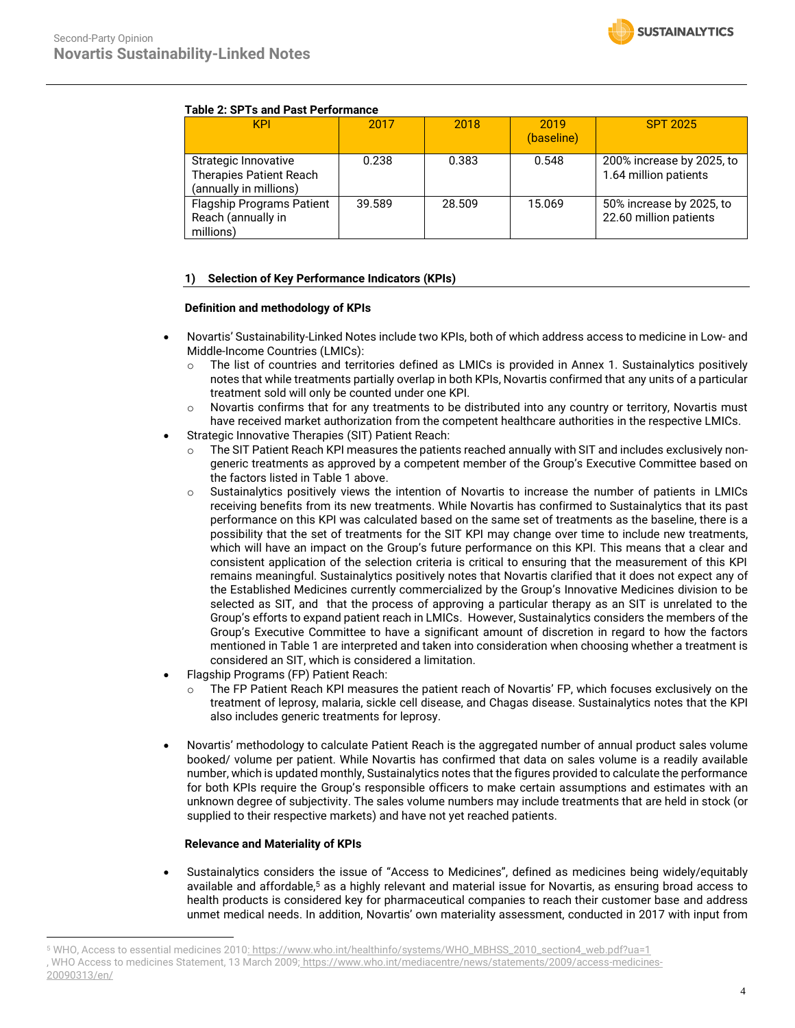**Table 2: SPTs and Past Performance**

| KPI | 2017 | 2018 | 2019 (baseline) | SPT 2025 |
|---|---|---|---|---|
| Strategic Innovative Therapies Patient Reach (annually in millions) | 0.238 | 0.383 | 0.548 | 200% increase by 2025, to 1.64 million patients |
| Flagship Programs Patient Reach (annually in millions) | 39.589 | 28.509 | 15.069 | 50% increase by 2025, to 22.60 million patients |

## 1) Selection of Key Performance Indicators (KPIs)

**Definition and methodology of KPIs**

- Novartis' Sustainability-Linked Notes include two KPIs, both of which address access to medicine in Low- and Middle-Income Countries (LMICs):
  - The list of countries and territories defined as LMICs is provided in Annex 1. Sustainalytics positively notes that while treatments partially overlap in both KPIs, Novartis confirmed that any units of a particular treatment sold will only be counted under one KPI.
  - Novartis confirms that for any treatments to be distributed into any country or territory, Novartis must have received market authorization from the competent healthcare authorities in the respective LMICs.
- Strategic Innovative Therapies (SIT) Patient Reach:
  - The SIT Patient Reach KPI measures the patients reached annually with SIT and includes exclusively non-generic treatments as approved by a competent member of the Group's Executive Committee based on the factors listed in Table 1 above.
  - Sustainalytics positively views the intention of Novartis to increase the number of patients in LMICs receiving benefits from its new treatments. While Novartis has confirmed to Sustainalytics that its past performance on this KPI was calculated based on the same set of treatments as the baseline, there is a possibility that the set of treatments for the SIT KPI may change over time to include new treatments, which will have an impact on the Group's future performance on this KPI. This means that a clear and consistent application of the selection criteria is critical to ensuring that the measurement of this KPI remains meaningful. Sustainalytics positively notes that Novartis clarified that it does not expect any of the Established Medicines currently commercialized by the Group's Innovative Medicines division to be selected as SIT, and that the process of approving a particular therapy as an SIT is unrelated to the Group's efforts to expand patient reach in LMICs. However, Sustainalytics considers the members of the Group's Executive Committee to have a significant amount of discretion in regard to how the factors mentioned in Table 1 are interpreted and taken into consideration when choosing whether a treatment is considered an SIT, which is considered a limitation.
- Flagship Programs (FP) Patient Reach:
  - The FP Patient Reach KPI measures the patient reach of Novartis' FP, which focuses exclusively on the treatment of leprosy, malaria, sickle cell disease, and Chagas disease. Sustainalytics notes that the KPI also includes generic treatments for leprosy.

- Novartis' methodology to calculate Patient Reach is the aggregated number of annual product sales volume booked/ volume per patient. While Novartis has confirmed that data on sales volume is a readily available number, which is updated monthly, Sustainalytics notes that the figures provided to calculate the performance for both KPIs require the Group's responsible officers to make certain assumptions and estimates with an unknown degree of subjectivity. The sales volume numbers may include treatments that are held in stock (or supplied to their respective markets) and have not yet reached patients.

**Relevance and Materiality of KPIs**

- Sustainalytics considers the issue of "Access to Medicines", defined as medicines being widely/equitably available and affordable,[5] as a highly relevant and material issue for Novartis, as ensuring broad access to health products is considered key for pharmaceutical companies to reach their customer base and address unmet medical needs. In addition, Novartis' own materiality assessment, conducted in 2017 with input from

[5] WHO, Access to essential medicines 2010: https://www.who.int/healthinfo/systems/WHO_MBHSS_2010_section4_web.pdf?ua=1 , WHO Access to medicines Statement, 13 March 2009; https://www.who.int/mediacentre/news/statements/2009/access-medicines-20090313/en/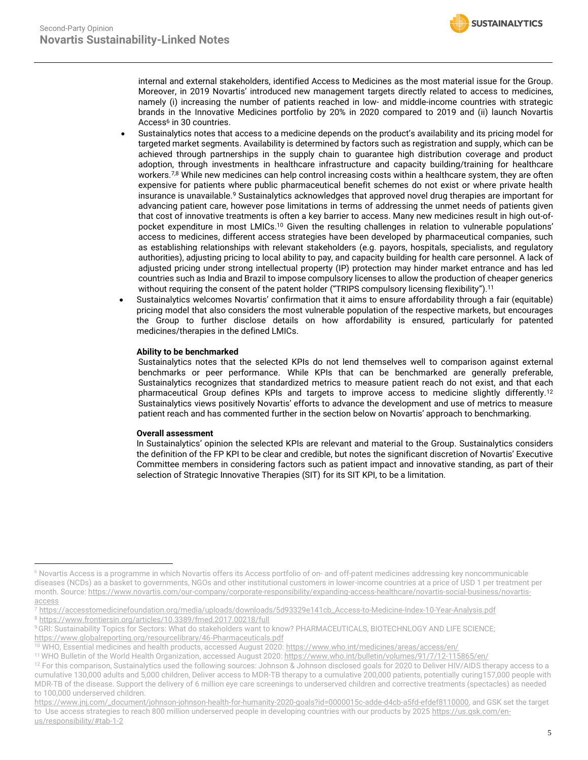internal and external stakeholders, identified Access to Medicines as the most material issue for the Group. Moreover, in 2019 Novartis' introduced new management targets directly related to access to medicines, namely (i) increasing the number of patients reached in low- and middle-income countries with strategic brands in the Innovative Medicines portfolio by 20% in 2020 compared to 2019 and (ii) launch Novartis Access[6] in 30 countries.

- Sustainalytics notes that access to a medicine depends on the product's availability and its pricing model for targeted market segments. Availability is determined by factors such as registration and supply, which can be achieved through partnerships in the supply chain to guarantee high distribution coverage and product adoption, through investments in healthcare infrastructure and capacity building/training for healthcare workers.[7,8] While new medicines can help control increasing costs within a healthcare system, they are often expensive for patients where public pharmaceutical benefit schemes do not exist or where private health insurance is unavailable.[9] Sustainalytics acknowledges that approved novel drug therapies are important for advancing patient care, however pose limitations in terms of addressing the unmet needs of patients given that cost of innovative treatments is often a key barrier to access. Many new medicines result in high out-of-pocket expenditure in most LMICs.[10] Given the resulting challenges in relation to vulnerable populations' access to medicines, different access strategies have been developed by pharmaceutical companies, such as establishing relationships with relevant stakeholders (e.g. payors, hospitals, specialists, and regulatory authorities), adjusting pricing to local ability to pay, and capacity building for health care personnel. A lack of adjusted pricing under strong intellectual property (IP) protection may hinder market entrance and has led countries such as India and Brazil to impose compulsory licenses to allow the production of cheaper generics without requiring the consent of the patent holder ("TRIPS compulsory licensing flexibility").[11]
- Sustainalytics welcomes Novartis' confirmation that it aims to ensure affordability through a fair (equitable) pricing model that also considers the most vulnerable population of the respective markets, but encourages the Group to further disclose details on how affordability is ensured, particularly for patented medicines/therapies in the defined LMICs.

**Ability to be benchmarked**

Sustainalytics notes that the selected KPIs do not lend themselves well to comparison against external benchmarks or peer performance. While KPIs that can be benchmarked are generally preferable, Sustainalytics recognizes that standardized metrics to measure patient reach do not exist, and that each pharmaceutical Group defines KPIs and targets to improve access to medicine slightly differently.[12] Sustainalytics views positively Novartis' efforts to advance the development and use of metrics to measure patient reach and has commented further in the section below on Novartis' approach to benchmarking.

**Overall assessment**

In Sustainalytics' opinion the selected KPIs are relevant and material to the Group. Sustainalytics considers the definition of the FP KPI to be clear and credible, but notes the significant discretion of Novartis' Executive Committee members in considering factors such as patient impact and innovative standing, as part of their selection of Strategic Innovative Therapies (SIT) for its SIT KPI, to be a limitation.

---

[6] Novartis Access is a programme in which Novartis offers its Access portfolio of on- and off-patent medicines addressing key noncommunicable diseases (NCDs) as a basket to governments, NGOs and other institutional customers in lower-income countries at a price of USD 1 per treatment per month. Source: https://www.novartis.com/our-company/corporate-responsibility/expanding-access-healthcare/novartis-social-business/novartis-access

[7] https://accesstomedicinefoundation.org/media/uploads/downloads/5d93329e141cb_Access-to-Medicine-Index-10-Year-Analysis.pdf

[8] https://www.frontiersin.org/articles/10.3389/fmed.2017.00218/full

[9] GRI: Sustainability Topics for Sectors: What do stakeholders want to know? PHARMACEUTICALS, BIOTECHNLOGY AND LIFE SCIENCE; https://www.globalreporting.org/resourcelibrary/46-Pharmaceuticals.pdf

[10] WHO, Essential medicines and health products, accessed August 2020: https://www.who.int/medicines/areas/access/en/

[11] WHO Bulletin of the World Health Organization, accessed August 2020: https://www.who.int/bulletin/volumes/91/7/12-115865/en/

[12] For this comparison, Sustainalytics used the following sources: Johnson & Johnson disclosed goals for 2020 to Deliver HIV/AIDS therapy access to a cumulative 130,000 adults and 5,000 children, Deliver access to MDR-TB therapy to a cumulative 200,000 patients, potentially curing157,000 people with MDR-TB of the disease. Support the delivery of 6 million eye care screenings to underserved children and corrective treatments (spectacles) as needed to 100,000 underserved children.
https://www.jnj.com/_document/johnson-johnson-health-for-humanity-2020-goals?id=0000015c-adde-d4cb-a5fd-efdef8110000, and GSK set the target to Use access strategies to reach 800 million underserved people in developing countries with our products by 2025 https://us.gsk.com/en-us/responsibility/#tab-1-2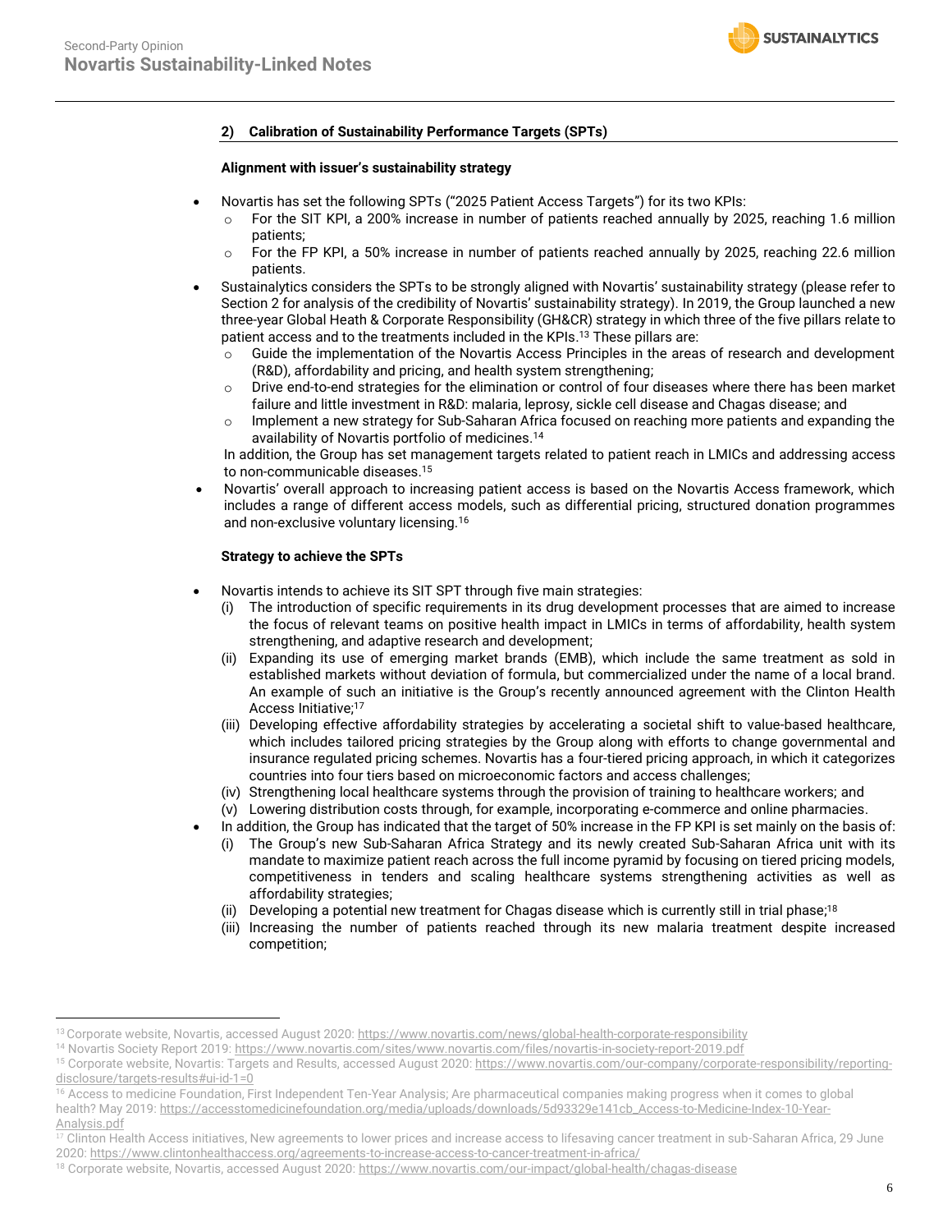## 2) Calibration of Sustainability Performance Targets (SPTs)

**Alignment with issuer's sustainability strategy**

- Novartis has set the following SPTs ("2025 Patient Access Targets") for its two KPIs:
  - For the SIT KPI, a 200% increase in number of patients reached annually by 2025, reaching 1.6 million patients;
  - For the FP KPI, a 50% increase in number of patients reached annually by 2025, reaching 22.6 million patients.
- Sustainalytics considers the SPTs to be strongly aligned with Novartis' sustainability strategy (please refer to Section 2 for analysis of the credibility of Novartis' sustainability strategy). In 2019, the Group launched a new three-year Global Heath & Corporate Responsibility (GH&CR) strategy in which three of the five pillars relate to patient access and to the treatments included in the KPIs.[13] These pillars are:
  - Guide the implementation of the Novartis Access Principles in the areas of research and development (R&D), affordability and pricing, and health system strengthening;
  - Drive end-to-end strategies for the elimination or control of four diseases where there has been market failure and little investment in R&D: malaria, leprosy, sickle cell disease and Chagas disease; and
  - Implement a new strategy for Sub-Saharan Africa focused on reaching more patients and expanding the availability of Novartis portfolio of medicines.[14]

  In addition, the Group has set management targets related to patient reach in LMICs and addressing access to non-communicable diseases.[15]
- Novartis' overall approach to increasing patient access is based on the Novartis Access framework, which includes a range of different access models, such as differential pricing, structured donation programmes and non-exclusive voluntary licensing.[16]

**Strategy to achieve the SPTs**

- Novartis intends to achieve its SIT SPT through five main strategies:
  - (i) The introduction of specific requirements in its drug development processes that are aimed to increase the focus of relevant teams on positive health impact in LMICs in terms of affordability, health system strengthening, and adaptive research and development;
  - (ii) Expanding its use of emerging market brands (EMB), which include the same treatment as sold in established markets without deviation of formula, but commercialized under the name of a local brand. An example of such an initiative is the Group's recently announced agreement with the Clinton Health Access Initiative;[17]
  - (iii) Developing effective affordability strategies by accelerating a societal shift to value-based healthcare, which includes tailored pricing strategies by the Group along with efforts to change governmental and insurance regulated pricing schemes. Novartis has a four-tiered pricing approach, in which it categorizes countries into four tiers based on microeconomic factors and access challenges;
  - (iv) Strengthening local healthcare systems through the provision of training to healthcare workers; and
  - (v) Lowering distribution costs through, for example, incorporating e-commerce and online pharmacies.
- In addition, the Group has indicated that the target of 50% increase in the FP KPI is set mainly on the basis of:
  - (i) The Group's new Sub-Saharan Africa Strategy and its newly created Sub-Saharan Africa unit with its mandate to maximize patient reach across the full income pyramid by focusing on tiered pricing models, competitiveness in tenders and scaling healthcare systems strengthening activities as well as affordability strategies;
  - (ii) Developing a potential new treatment for Chagas disease which is currently still in trial phase;[18]
  - (iii) Increasing the number of patients reached through its new malaria treatment despite increased competition;

---

[13] Corporate website, Novartis, accessed August 2020: https://www.novartis.com/news/global-health-corporate-responsibility

[14] Novartis Society Report 2019: https://www.novartis.com/sites/www.novartis.com/files/novartis-in-society-report-2019.pdf

[15] Corporate website, Novartis: Targets and Results, accessed August 2020: https://www.novartis.com/our-company/corporate-responsibility/reporting-disclosure/targets-results#ui-id-1=0

[16] Access to medicine Foundation, First Independent Ten-Year Analysis; Are pharmaceutical companies making progress when it comes to global health? May 2019: https://accesstomedicinefoundation.org/media/uploads/downloads/5d93329e141cb_Access-to-Medicine-Index-10-Year-Analysis.pdf

[17] Clinton Health Access initiatives, New agreements to lower prices and increase access to lifesaving cancer treatment in sub-Saharan Africa, 29 June 2020: https://www.clintonhealthaccess.org/agreements-to-increase-access-to-cancer-treatment-in-africa/

[18] Corporate website, Novartis, accessed August 2020: https://www.novartis.com/our-impact/global-health/chagas-disease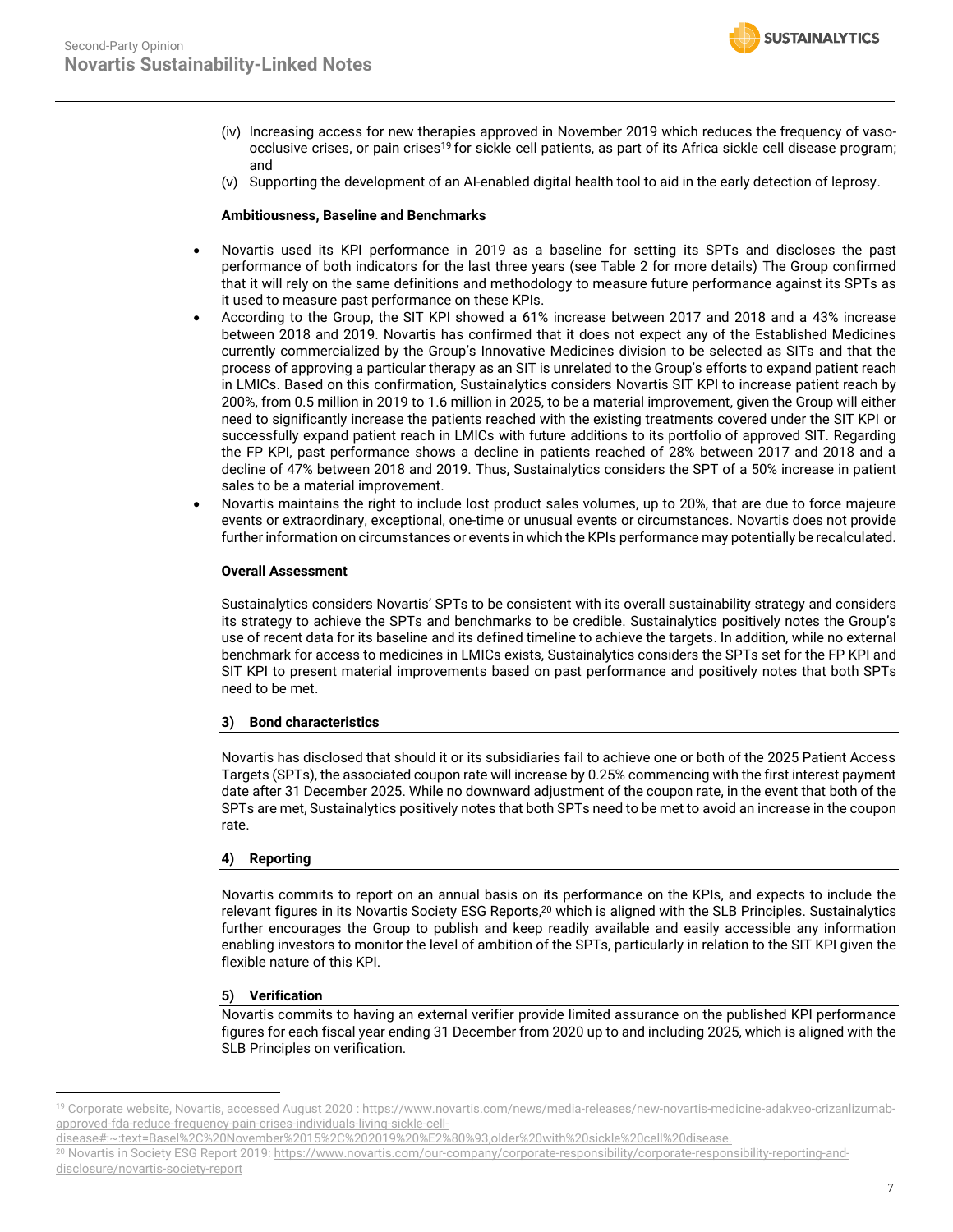(iv) Increasing access for new therapies approved in November 2019 which reduces the frequency of vaso-occlusive crises, or pain crises[19] for sickle cell patients, as part of its Africa sickle cell disease program; and

(v) Supporting the development of an AI-enabled digital health tool to aid in the early detection of leprosy.

**Ambitiousness, Baseline and Benchmarks**

- Novartis used its KPI performance in 2019 as a baseline for setting its SPTs and discloses the past performance of both indicators for the last three years (see Table 2 for more details) The Group confirmed that it will rely on the same definitions and methodology to measure future performance against its SPTs as it used to measure past performance on these KPIs.
- According to the Group, the SIT KPI showed a 61% increase between 2017 and 2018 and a 43% increase between 2018 and 2019. Novartis has confirmed that it does not expect any of the Established Medicines currently commercialized by the Group's Innovative Medicines division to be selected as SITs and that the process of approving a particular therapy as an SIT is unrelated to the Group's efforts to expand patient reach in LMICs. Based on this confirmation, Sustainalytics considers Novartis SIT KPI to increase patient reach by 200%, from 0.5 million in 2019 to 1.6 million in 2025, to be a material improvement, given the Group will either need to significantly increase the patients reached with the existing treatments covered under the SIT KPI or successfully expand patient reach in LMICs with future additions to its portfolio of approved SIT. Regarding the FP KPI, past performance shows a decline in patients reached of 28% between 2017 and 2018 and a decline of 47% between 2018 and 2019. Thus, Sustainalytics considers the SPT of a 50% increase in patient sales to be a material improvement.
- Novartis maintains the right to include lost product sales volumes, up to 20%, that are due to force majeure events or extraordinary, exceptional, one-time or unusual events or circumstances. Novartis does not provide further information on circumstances or events in which the KPIs performance may potentially be recalculated.

**Overall Assessment**

Sustainalytics considers Novartis' SPTs to be consistent with its overall sustainability strategy and considers its strategy to achieve the SPTs and benchmarks to be credible. Sustainalytics positively notes the Group's use of recent data for its baseline and its defined timeline to achieve the targets. In addition, while no external benchmark for access to medicines in LMICs exists, Sustainalytics considers the SPTs set for the FP KPI and SIT KPI to present material improvements based on past performance and positively notes that both SPTs need to be met.

### 3) Bond characteristics

Novartis has disclosed that should it or its subsidiaries fail to achieve one or both of the 2025 Patient Access Targets (SPTs), the associated coupon rate will increase by 0.25% commencing with the first interest payment date after 31 December 2025. While no downward adjustment of the coupon rate, in the event that both of the SPTs are met, Sustainalytics positively notes that both SPTs need to be met to avoid an increase in the coupon rate.

### 4) Reporting

Novartis commits to report on an annual basis on its performance on the KPIs, and expects to include the relevant figures in its Novartis Society ESG Reports,[20] which is aligned with the SLB Principles. Sustainalytics further encourages the Group to publish and keep readily available and easily accessible any information enabling investors to monitor the level of ambition of the SPTs, particularly in relation to the SIT KPI given the flexible nature of this KPI.

### 5) Verification

Novartis commits to having an external verifier provide limited assurance on the published KPI performance figures for each fiscal year ending 31 December from 2020 up to and including 2025, which is aligned with the SLB Principles on verification.

---

[19] Corporate website, Novartis, accessed August 2020 : https://www.novartis.com/news/media-releases/new-novartis-medicine-adakveo-crizanlizumab-approved-fda-reduce-frequency-pain-crises-individuals-living-sickle-cell-disease#:~:text=Basel%2C%20November%2015%2C%202019%20%E2%80%93,older%20with%20sickle%20cell%20disease.

[20] Novartis in Society ESG Report 2019: https://www.novartis.com/our-company/corporate-responsibility/corporate-responsibility-reporting-and-disclosure/novartis-society-report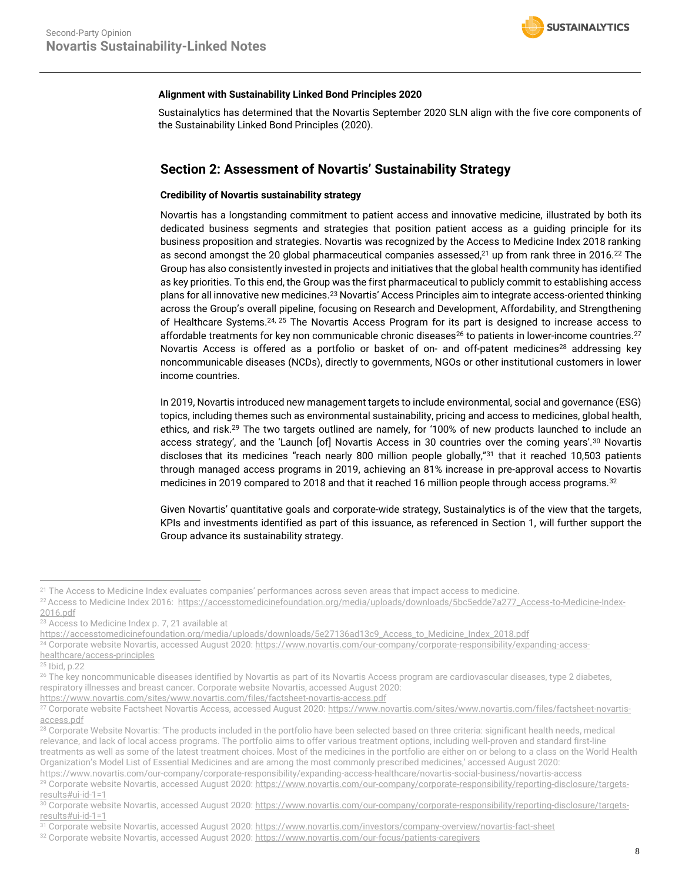**Alignment with Sustainability Linked Bond Principles 2020**

Sustainalytics has determined that the Novartis September 2020 SLN align with the five core components of the Sustainability Linked Bond Principles (2020).

## Section 2: Assessment of Novartis' Sustainability Strategy

**Credibility of Novartis sustainability strategy**

Novartis has a longstanding commitment to patient access and innovative medicine, illustrated by both its dedicated business segments and strategies that position patient access as a guiding principle for its business proposition and strategies. Novartis was recognized by the Access to Medicine Index 2018 ranking as second amongst the 20 global pharmaceutical companies assessed,[21] up from rank three in 2016.[22] The Group has also consistently invested in projects and initiatives that the global health community has identified as key priorities. To this end, the Group was the first pharmaceutical to publicly commit to establishing access plans for all innovative new medicines.[23] Novartis' Access Principles aim to integrate access-oriented thinking across the Group's overall pipeline, focusing on Research and Development, Affordability, and Strengthening of Healthcare Systems.[24, 25] The Novartis Access Program for its part is designed to increase access to affordable treatments for key non communicable chronic diseases[26] to patients in lower-income countries.[27] Novartis Access is offered as a portfolio or basket of on- and off-patent medicines[28] addressing key noncommunicable diseases (NCDs), directly to governments, NGOs or other institutional customers in lower income countries.

In 2019, Novartis introduced new management targets to include environmental, social and governance (ESG) topics, including themes such as environmental sustainability, pricing and access to medicines, global health, ethics, and risk.[29] The two targets outlined are namely, for '100% of new products launched to include an access strategy', and the 'Launch [of] Novartis Access in 30 countries over the coming years'.[30] Novartis discloses that its medicines "reach nearly 800 million people globally,"[31] that it reached 10,503 patients through managed access programs in 2019, achieving an 81% increase in pre-approval access to Novartis medicines in 2019 compared to 2018 and that it reached 16 million people through access programs.[32]

Given Novartis' quantitative goals and corporate-wide strategy, Sustainalytics is of the view that the targets, KPIs and investments identified as part of this issuance, as referenced in Section 1, will further support the Group advance its sustainability strategy.

---

[21] The Access to Medicine Index evaluates companies' performances across seven areas that impact access to medicine.

[22] Access to Medicine Index 2016: https://accesstomedicinefoundation.org/media/uploads/downloads/5bc5edde7a277_Access-to-Medicine-Index-2016.pdf

[23] Access to Medicine Index p. 7, 21 available at https://accesstomedicinefoundation.org/media/uploads/downloads/5e27136ad13c9_Access_to_Medicine_Index_2018.pdf

[24] Corporate website Novartis, accessed August 2020: https://www.novartis.com/our-company/corporate-responsibility/expanding-access-healthcare/access-principles

[25] Ibid, p.22

[26] The key noncommunicable diseases identified by Novartis as part of its Novartis Access program are cardiovascular diseases, type 2 diabetes, respiratory illnesses and breast cancer. Corporate website Novartis, accessed August 2020: https://www.novartis.com/sites/www.novartis.com/files/factsheet-novartis-access.pdf

[27] Corporate website Factsheet Novartis Access, accessed August 2020: https://www.novartis.com/sites/www.novartis.com/files/factsheet-novartis-access.pdf

[28] Corporate Website Novartis: 'The products included in the portfolio have been selected based on three criteria: significant health needs, medical relevance, and lack of local access programs. The portfolio aims to offer various treatment options, including well-proven and standard first-line treatments as well as some of the latest treatment choices. Most of the medicines in the portfolio are either on or belong to a class on the World Health Organization's Model List of Essential Medicines and are among the most commonly prescribed medicines,' accessed August 2020: https://www.novartis.com/our-company/corporate-responsibility/expanding-access-healthcare/novartis-social-business/novartis-access

[29] Corporate website Novartis, accessed August 2020: https://www.novartis.com/our-company/corporate-responsibility/reporting-disclosure/targets-results#ui-id-1=1

[30] Corporate website Novartis, accessed August 2020: https://www.novartis.com/our-company/corporate-responsibility/reporting-disclosure/targets-results#ui-id-1=1

[31] Corporate website Novartis, accessed August 2020: https://www.novartis.com/investors/company-overview/novartis-fact-sheet

[32] Corporate website Novartis, accessed August 2020: https://www.novartis.com/our-focus/patients-caregivers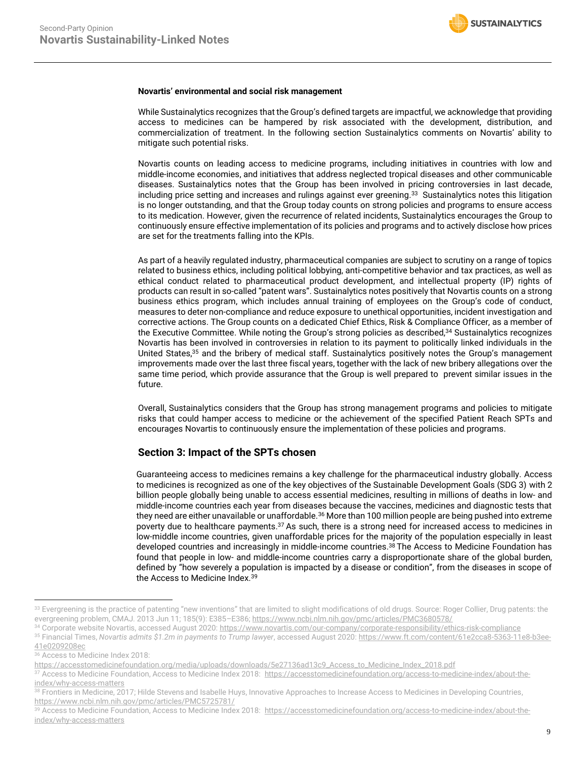**Novartis' environmental and social risk management**

While Sustainalytics recognizes that the Group's defined targets are impactful, we acknowledge that providing access to medicines can be hampered by risk associated with the development, distribution, and commercialization of treatment. In the following section Sustainalytics comments on Novartis' ability to mitigate such potential risks.

Novartis counts on leading access to medicine programs, including initiatives in countries with low and middle-income economies, and initiatives that address neglected tropical diseases and other communicable diseases. Sustainalytics notes that the Group has been involved in pricing controversies in last decade, including price setting and increases and rulings against ever greening.[33] Sustainalytics notes this litigation is no longer outstanding, and that the Group today counts on strong policies and programs to ensure access to its medication. However, given the recurrence of related incidents, Sustainalytics encourages the Group to continuously ensure effective implementation of its policies and programs and to actively disclose how prices are set for the treatments falling into the KPIs.

As part of a heavily regulated industry, pharmaceutical companies are subject to scrutiny on a range of topics related to business ethics, including political lobbying, anti-competitive behavior and tax practices, as well as ethical conduct related to pharmaceutical product development, and intellectual property (IP) rights of products can result in so-called "patent wars". Sustainalytics notes positively that Novartis counts on a strong business ethics program, which includes annual training of employees on the Group's code of conduct, measures to deter non-compliance and reduce exposure to unethical opportunities, incident investigation and corrective actions. The Group counts on a dedicated Chief Ethics, Risk & Compliance Officer, as a member of the Executive Committee. While noting the Group's strong policies as described,[34] Sustainalytics recognizes Novartis has been involved in controversies in relation to its payment to politically linked individuals in the United States,[35] and the bribery of medical staff. Sustainalytics positively notes the Group's management improvements made over the last three fiscal years, together with the lack of new bribery allegations over the same time period, which provide assurance that the Group is well prepared to prevent similar issues in the future.

Overall, Sustainalytics considers that the Group has strong management programs and policies to mitigate risks that could hamper access to medicine or the achievement of the specified Patient Reach SPTs and encourages Novartis to continuously ensure the implementation of these policies and programs.

## Section 3: Impact of the SPTs chosen

Guaranteeing access to medicines remains a key challenge for the pharmaceutical industry globally. Access to medicines is recognized as one of the key objectives of the Sustainable Development Goals (SDG 3) with 2 billion people globally being unable to access essential medicines, resulting in millions of deaths in low- and middle-income countries each year from diseases because the vaccines, medicines and diagnostic tests that they need are either unavailable or unaffordable.[36] More than 100 million people are being pushed into extreme poverty due to healthcare payments.[37] As such, there is a strong need for increased access to medicines in low-middle income countries, given unaffordable prices for the majority of the population especially in least developed countries and increasingly in middle-income countries.[38] The Access to Medicine Foundation has found that people in low- and middle-income countries carry a disproportionate share of the global burden, defined by "how severely a population is impacted by a disease or condition", from the diseases in scope of the Access to Medicine Index.[39]

---

[33] Evergreening is the practice of patenting "new inventions" that are limited to slight modifications of old drugs. Source: Roger Collier, Drug patents: the evergreening problem, CMAJ. 2013 Jun 11; 185(9): E385–E386; https://www.ncbi.nlm.nih.gov/pmc/articles/PMC3680578/

[34] Corporate website Novartis, accessed August 2020: https://www.novartis.com/our-company/corporate-responsibility/ethics-risk-compliance

[35] Financial Times, *Novartis admits $1.2m in payments to Trump lawyer*, accessed August 2020: https://www.ft.com/content/61e2cca8-5363-11e8-b3ee-41e0209208ec

[36] Access to Medicine Index 2018: https://accesstomedicinefoundation.org/media/uploads/downloads/5e27136ad13c9_Access_to_Medicine_Index_2018.pdf

[37] Access to Medicine Foundation, Access to Medicine Index 2018: https://accesstomedicinefoundation.org/access-to-medicine-index/about-the-index/why-access-matters

[38] Frontiers in Medicine, 2017; Hilde Stevens and Isabelle Huys, Innovative Approaches to Increase Access to Medicines in Developing Countries, https://www.ncbi.nlm.nih.gov/pmc/articles/PMC5725781/

[39] Access to Medicine Foundation, Access to Medicine Index 2018: https://accesstomedicinefoundation.org/access-to-medicine-index/about-the-index/why-access-matters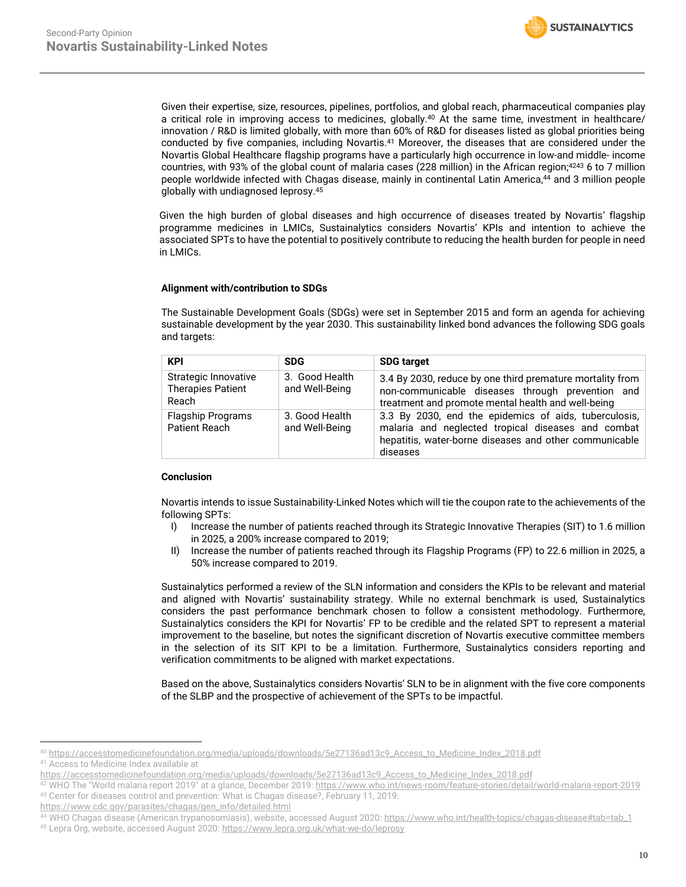Given their expertise, size, resources, pipelines, portfolios, and global reach, pharmaceutical companies play a critical role in improving access to medicines, globally.[40] At the same time, investment in healthcare/ innovation / R&D is limited globally, with more than 60% of R&D for diseases listed as global priorities being conducted by five companies, including Novartis.[41] Moreover, the diseases that are considered under the Novartis Global Healthcare flagship programs have a particularly high occurrence in low-and middle- income countries, with 93% of the global count of malaria cases (228 million) in the African region;[42][43] 6 to 7 million people worldwide infected with Chagas disease, mainly in continental Latin America,[44] and 3 million people globally with undiagnosed leprosy.[45]

Given the high burden of global diseases and high occurrence of diseases treated by Novartis' flagship programme medicines in LMICs, Sustainalytics considers Novartis' KPIs and intention to achieve the associated SPTs to have the potential to positively contribute to reducing the health burden for people in need in LMICs.

### Alignment with/contribution to SDGs

The Sustainable Development Goals (SDGs) were set in September 2015 and form an agenda for achieving sustainable development by the year 2030. This sustainability linked bond advances the following SDG goals and targets:

| KPI | SDG | SDG target |
|---|---|---|
| Strategic Innovative Therapies Patient Reach | 3. Good Health and Well-Being | 3.4 By 2030, reduce by one third premature mortality from non-communicable diseases through prevention and treatment and promote mental health and well-being |
| Flagship Programs Patient Reach | 3. Good Health and Well-Being | 3.3 By 2030, end the epidemics of aids, tuberculosis, malaria and neglected tropical diseases and combat hepatitis, water-borne diseases and other communicable diseases |

### Conclusion

Novartis intends to issue Sustainability-Linked Notes which will tie the coupon rate to the achievements of the following SPTs:

I) Increase the number of patients reached through its Strategic Innovative Therapies (SIT) to 1.6 million in 2025, a 200% increase compared to 2019;

II) Increase the number of patients reached through its Flagship Programs (FP) to 22.6 million in 2025, a 50% increase compared to 2019.

Sustainalytics performed a review of the SLN information and considers the KPIs to be relevant and material and aligned with Novartis' sustainability strategy. While no external benchmark is used, Sustainalytics considers the past performance benchmark chosen to follow a consistent methodology. Furthermore, Sustainalytics considers the KPI for Novartis' FP to be credible and the related SPT to represent a material improvement to the baseline, but notes the significant discretion of Novartis executive committee members in the selection of its SIT KPI to be a limitation. Furthermore, Sustainalytics considers reporting and verification commitments to be aligned with market expectations.

Based on the above, Sustainalytics considers Novartis' SLN to be in alignment with the five core components of the SLBP and the prospective of achievement of the SPTs to be impactful.

---

[40] https://accesstomedicinefoundation.org/media/uploads/downloads/5e27136ad13c9_Access_to_Medicine_Index_2018.pdf

[41] Access to Medicine Index available at https://accesstomedicinefoundation.org/media/uploads/downloads/5e27136ad13c9_Access_to_Medicine_Index_2018.pdf

[42] WHO The "World malaria report 2019" at a glance, December 2019: https://www.who.int/news-room/feature-stories/detail/world-malaria-report-2019

[43] Center for diseases control and prevention: What is Chagas disease?, February 11, 2019: https://www.cdc.gov/parasites/chagas/gen_info/detailed.html

[44] WHO Chagas disease (American trypanosomiasis), website, accessed August 2020: https://www.who.int/health-topics/chagas-disease#tab=tab_1

[45] Lepra Org, website, accessed August 2020: https://www.lepra.org.uk/what-we-do/leprosy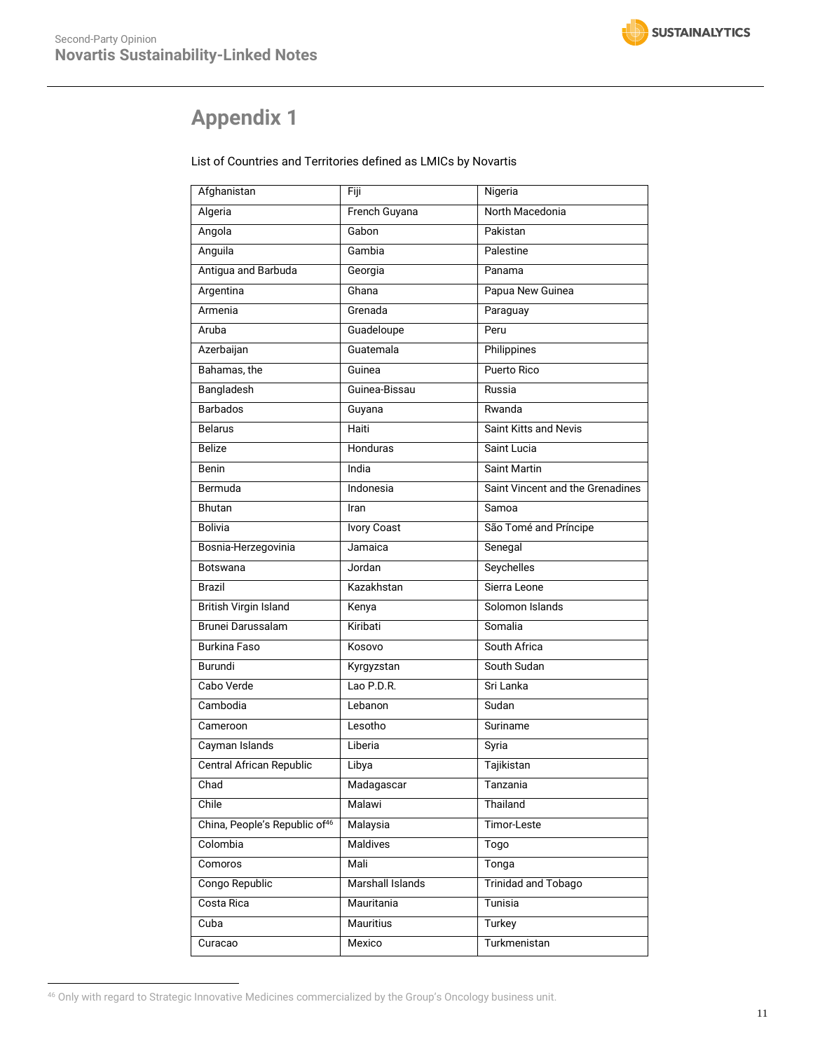# Appendix 1

List of Countries and Territories defined as LMICs by Novartis

| | | |
|---|---|---|
| Afghanistan | Fiji | Nigeria |
| Algeria | French Guyana | North Macedonia |
| Angola | Gabon | Pakistan |
| Anguila | Gambia | Palestine |
| Antigua and Barbuda | Georgia | Panama |
| Argentina | Ghana | Papua New Guinea |
| Armenia | Grenada | Paraguay |
| Aruba | Guadeloupe | Peru |
| Azerbaijan | Guatemala | Philippines |
| Bahamas, the | Guinea | Puerto Rico |
| Bangladesh | Guinea-Bissau | Russia |
| Barbados | Guyana | Rwanda |
| Belarus | Haiti | Saint Kitts and Nevis |
| Belize | Honduras | Saint Lucia |
| Benin | India | Saint Martin |
| Bermuda | Indonesia | Saint Vincent and the Grenadines |
| Bhutan | Iran | Samoa |
| Bolivia | Ivory Coast | São Tomé and Príncipe |
| Bosnia-Herzegovinia | Jamaica | Senegal |
| Botswana | Jordan | Seychelles |
| Brazil | Kazakhstan | Sierra Leone |
| British Virgin Island | Kenya | Solomon Islands |
| Brunei Darussalam | Kiribati | Somalia |
| Burkina Faso | Kosovo | South Africa |
| Burundi | Kyrgyzstan | South Sudan |
| Cabo Verde | Lao P.D.R. | Sri Lanka |
| Cambodia | Lebanon | Sudan |
| Cameroon | Lesotho | Suriname |
| Cayman Islands | Liberia | Syria |
| Central African Republic | Libya | Tajikistan |
| Chad | Madagascar | Tanzania |
| Chile | Malawi | Thailand |
| China, People's Republic of[46] | Malaysia | Timor-Leste |
| Colombia | Maldives | Togo |
| Comoros | Mali | Tonga |
| Congo Republic | Marshall Islands | Trinidad and Tobago |
| Costa Rica | Mauritania | Tunisia |
| Cuba | Mauritius | Turkey |
| Curacao | Mexico | Turkmenistan |

[46] Only with regard to Strategic Innovative Medicines commercialized by the Group's Oncology business unit.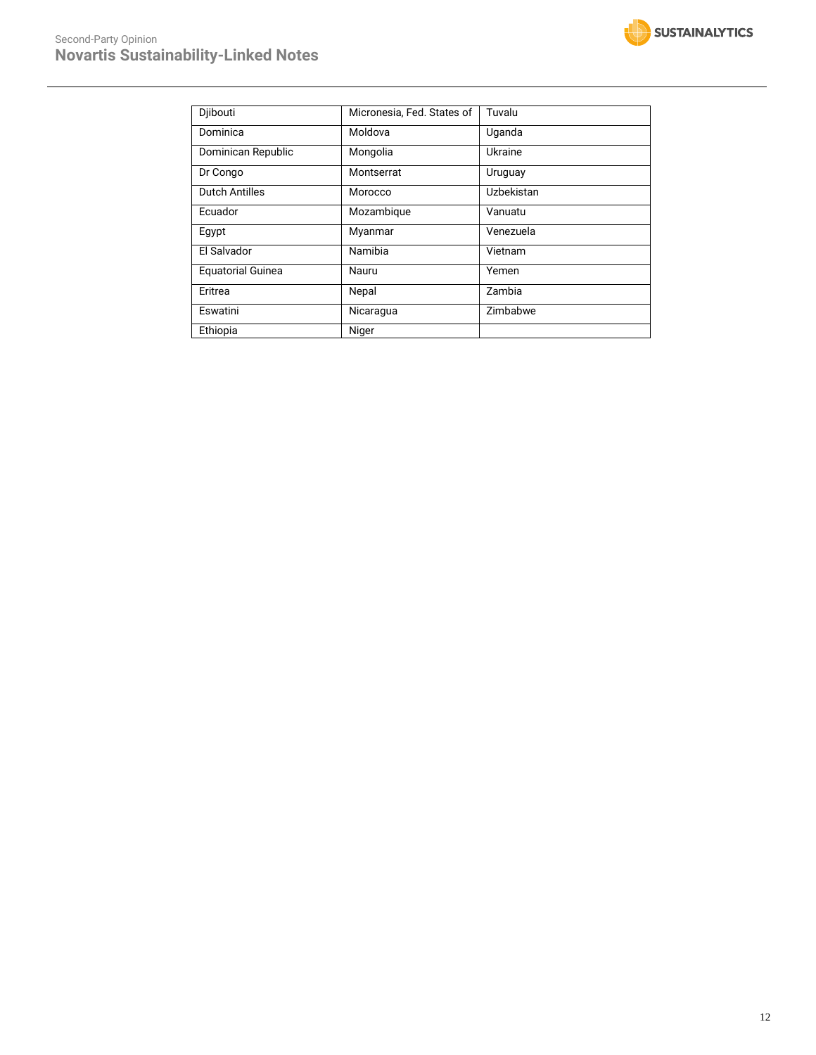| | | |
|---|---|---|
| Djibouti | Micronesia, Fed. States of | Tuvalu |
| Dominica | Moldova | Uganda |
| Dominican Republic | Mongolia | Ukraine |
| Dr Congo | Montserrat | Uruguay |
| Dutch Antilles | Morocco | Uzbekistan |
| Ecuador | Mozambique | Vanuatu |
| Egypt | Myanmar | Venezuela |
| El Salvador | Namibia | Vietnam |
| Equatorial Guinea | Nauru | Yemen |
| Eritrea | Nepal | Zambia |
| Eswatini | Nicaragua | Zimbabwe |
| Ethiopia | Niger | |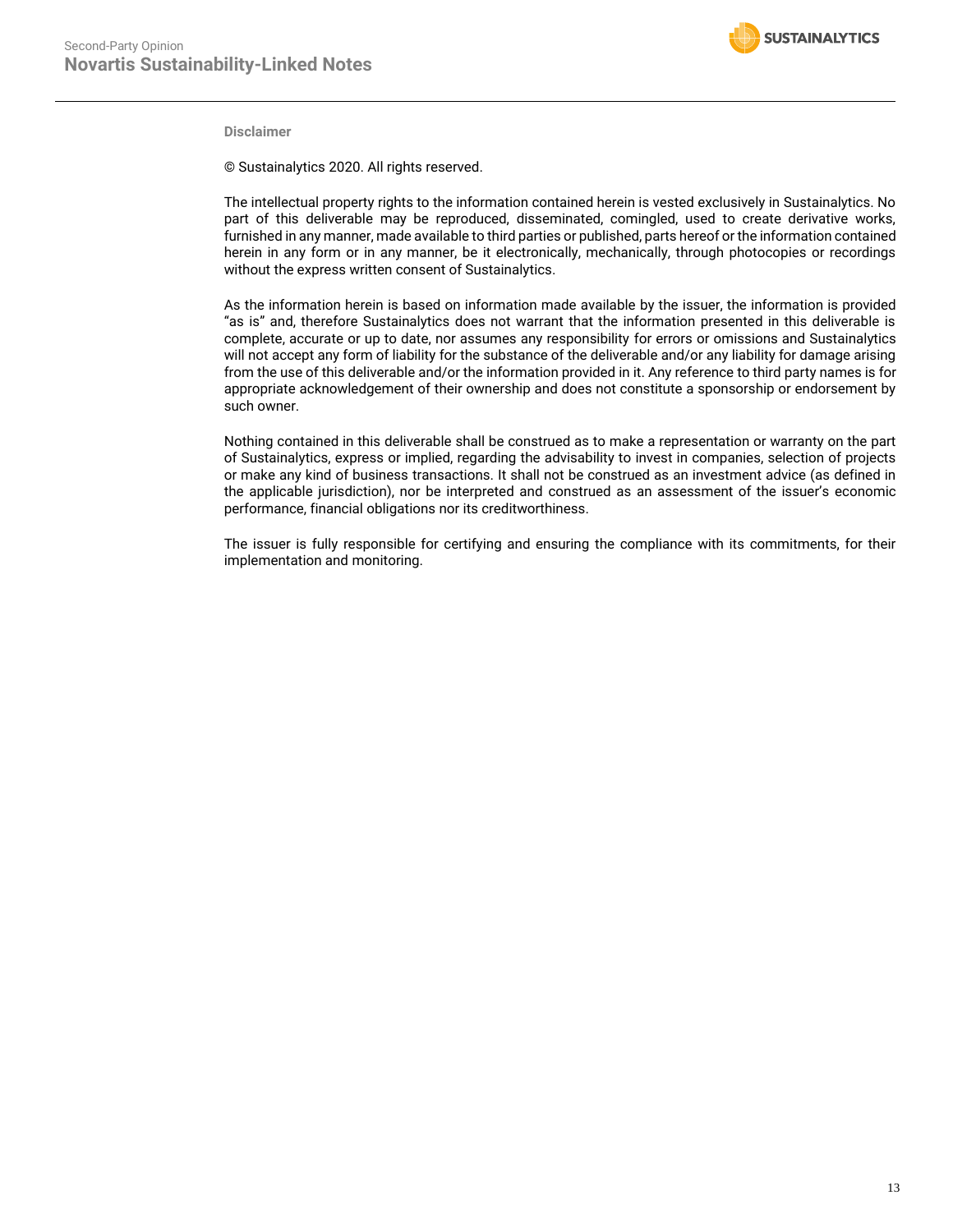**Disclaimer**

© Sustainalytics 2020. All rights reserved.

The intellectual property rights to the information contained herein is vested exclusively in Sustainalytics. No part of this deliverable may be reproduced, disseminated, comingled, used to create derivative works, furnished in any manner, made available to third parties or published, parts hereof or the information contained herein in any form or in any manner, be it electronically, mechanically, through photocopies or recordings without the express written consent of Sustainalytics.

As the information herein is based on information made available by the issuer, the information is provided "as is" and, therefore Sustainalytics does not warrant that the information presented in this deliverable is complete, accurate or up to date, nor assumes any responsibility for errors or omissions and Sustainalytics will not accept any form of liability for the substance of the deliverable and/or any liability for damage arising from the use of this deliverable and/or the information provided in it. Any reference to third party names is for appropriate acknowledgement of their ownership and does not constitute a sponsorship or endorsement by such owner.

Nothing contained in this deliverable shall be construed as to make a representation or warranty on the part of Sustainalytics, express or implied, regarding the advisability to invest in companies, selection of projects or make any kind of business transactions. It shall not be construed as an investment advice (as defined in the applicable jurisdiction), nor be interpreted and construed as an assessment of the issuer's economic performance, financial obligations nor its creditworthiness.

The issuer is fully responsible for certifying and ensuring the compliance with its commitments, for their implementation and monitoring.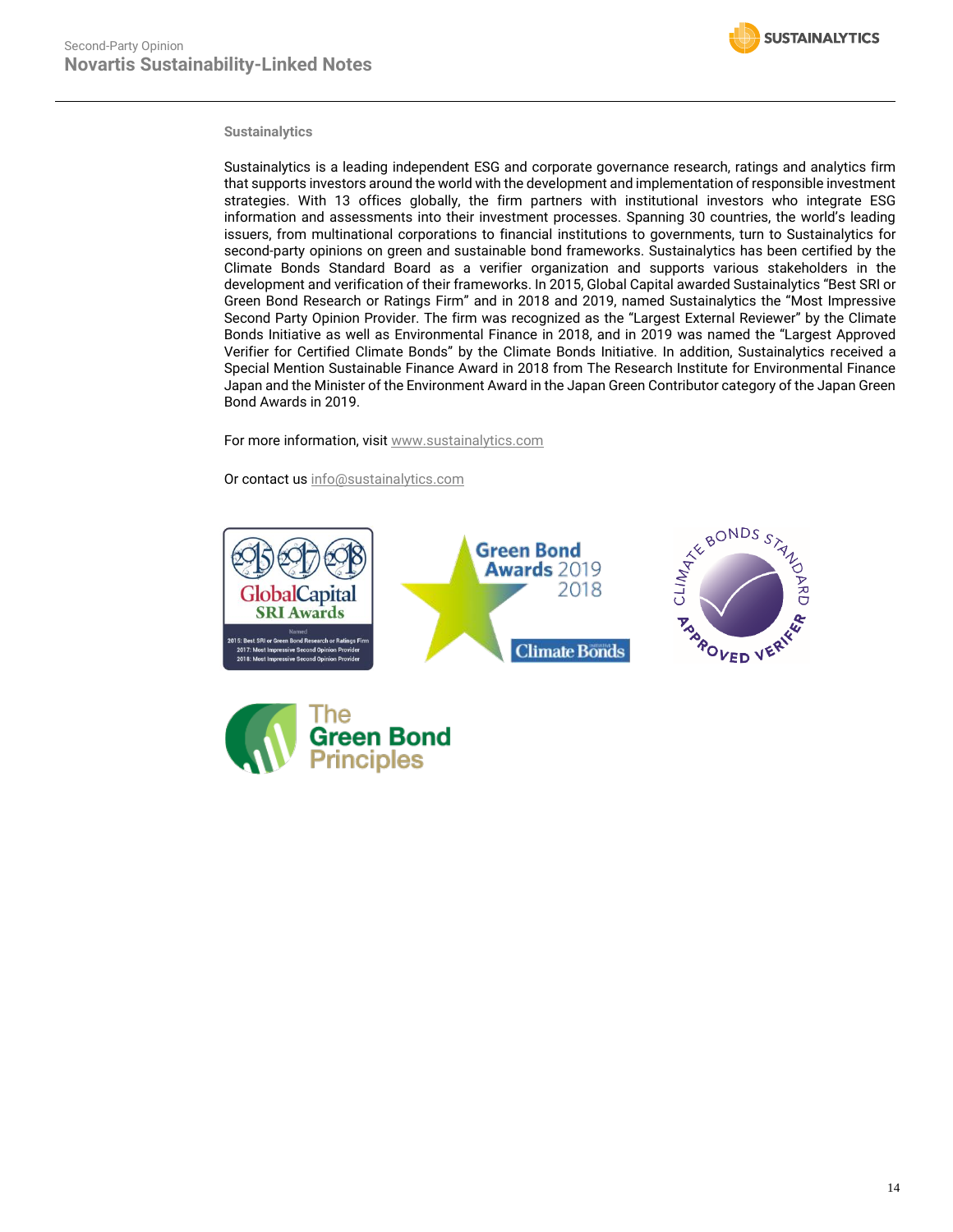### Sustainalytics

Sustainalytics is a leading independent ESG and corporate governance research, ratings and analytics firm that supports investors around the world with the development and implementation of responsible investment strategies. With 13 offices globally, the firm partners with institutional investors who integrate ESG information and assessments into their investment processes. Spanning 30 countries, the world's leading issuers, from multinational corporations to financial institutions to governments, turn to Sustainalytics for second-party opinions on green and sustainable bond frameworks. Sustainalytics has been certified by the Climate Bonds Standard Board as a verifier organization and supports various stakeholders in the development and verification of their frameworks. In 2015, Global Capital awarded Sustainalytics "Best SRI or Green Bond Research or Ratings Firm" and in 2018 and 2019, named Sustainalytics the "Most Impressive Second Party Opinion Provider. The firm was recognized as the "Largest External Reviewer" by the Climate Bonds Initiative as well as Environmental Finance in 2018, and in 2019 was named the "Largest Approved Verifier for Certified Climate Bonds" by the Climate Bonds Initiative. In addition, Sustainalytics received a Special Mention Sustainable Finance Award in 2018 from The Research Institute for Environmental Finance Japan and the Minister of the Environment Award in the Japan Green Contributor category of the Japan Green Bond Awards in 2019.

For more information, visit www.sustainalytics.com

Or contact us info@sustainalytics.com